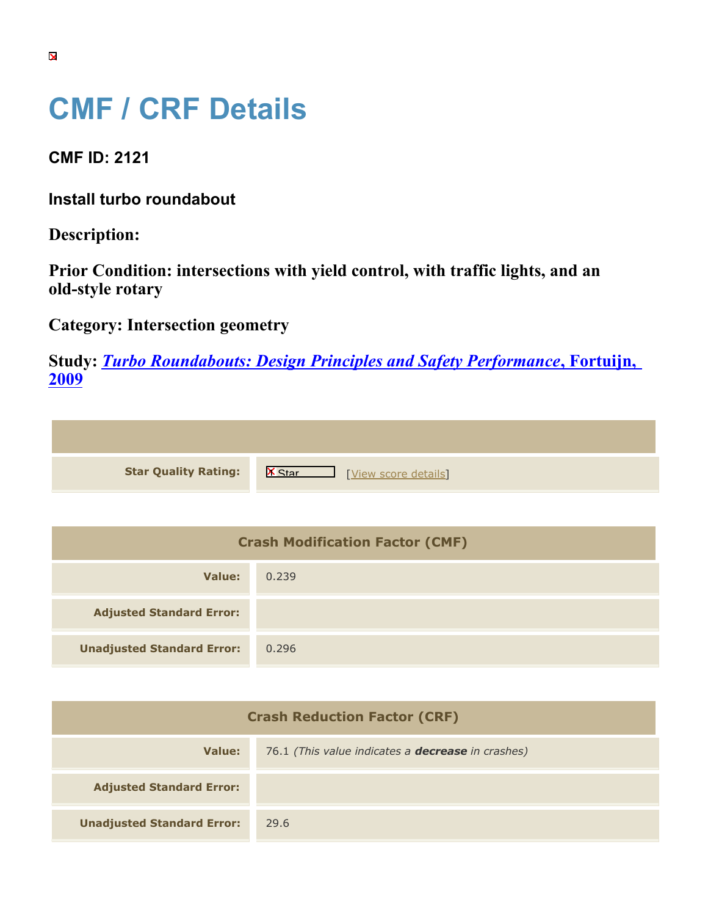# CMF / CRF Details

**CMF ID: 2121**

**Install turbo roundabout**

**Description:**

**Prior Condition: intersections with yield control, with traffic lights, and an old-style rotary**

**Category: Intersection geometry**

**Study: *Turbo Roundabouts: Design Principles and Safety Performance*, Fortuijn, 2009**

| | |
|---|---|
| **Star Quality Rating:** | Star [View score details] |

| Crash Modification Factor (CMF) | |
|---|---|
| **Value:** | 0.239 |
| **Adjusted Standard Error:** | |
| **Unadjusted Standard Error:** | 0.296 |

| Crash Reduction Factor (CRF) | |
|---|---|
| **Value:** | 76.1 *(This value indicates a* ***decrease*** *in crashes)* |
| **Adjusted Standard Error:** | |
| **Unadjusted Standard Error:** | 29.6 |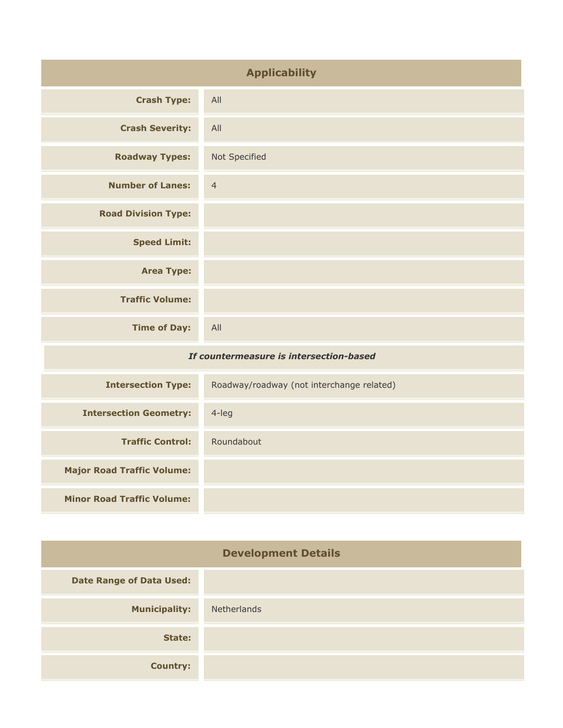| Applicability | |
|---|---|
| **Crash Type:** | All |
| **Crash Severity:** | All |
| **Roadway Types:** | Not Specified |
| **Number of Lanes:** | 4 |
| **Road Division Type:** | |
| **Speed Limit:** | |
| **Area Type:** | |
| **Traffic Volume:** | |
| **Time of Day:** | All |
| ***If countermeasure is intersection-based*** | |
| **Intersection Type:** | Roadway/roadway (not interchange related) |
| **Intersection Geometry:** | 4-leg |
| **Traffic Control:** | Roundabout |
| **Major Road Traffic Volume:** | |
| **Minor Road Traffic Volume:** | |

| Development Details | |
|---|---|
| **Date Range of Data Used:** | |
| **Municipality:** | Netherlands |
| **State:** | |
| **Country:** | |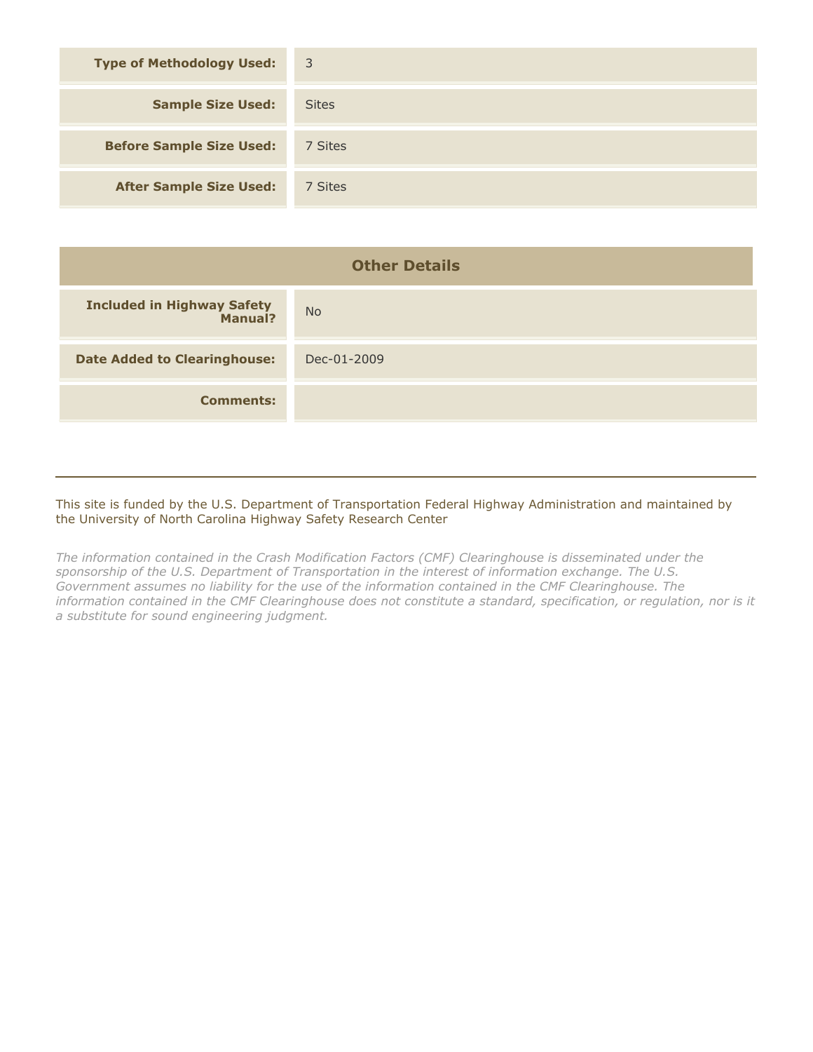| | |
|---|---|
| **Type of Methodology Used:** | 3 |
| **Sample Size Used:** | Sites |
| **Before Sample Size Used:** | 7 Sites |
| **After Sample Size Used:** | 7 Sites |

## Other Details

| | |
|---|---|
| **Included in Highway Safety Manual?** | No |
| **Date Added to Clearinghouse:** | Dec-01-2009 |
| **Comments:** | |

---

This site is funded by the U.S. Department of Transportation Federal Highway Administration and maintained by the University of North Carolina Highway Safety Research Center

*The information contained in the Crash Modification Factors (CMF) Clearinghouse is disseminated under the sponsorship of the U.S. Department of Transportation in the interest of information exchange. The U.S. Government assumes no liability for the use of the information contained in the CMF Clearinghouse. The information contained in the CMF Clearinghouse does not constitute a standard, specification, or regulation, nor is it a substitute for sound engineering judgment.*